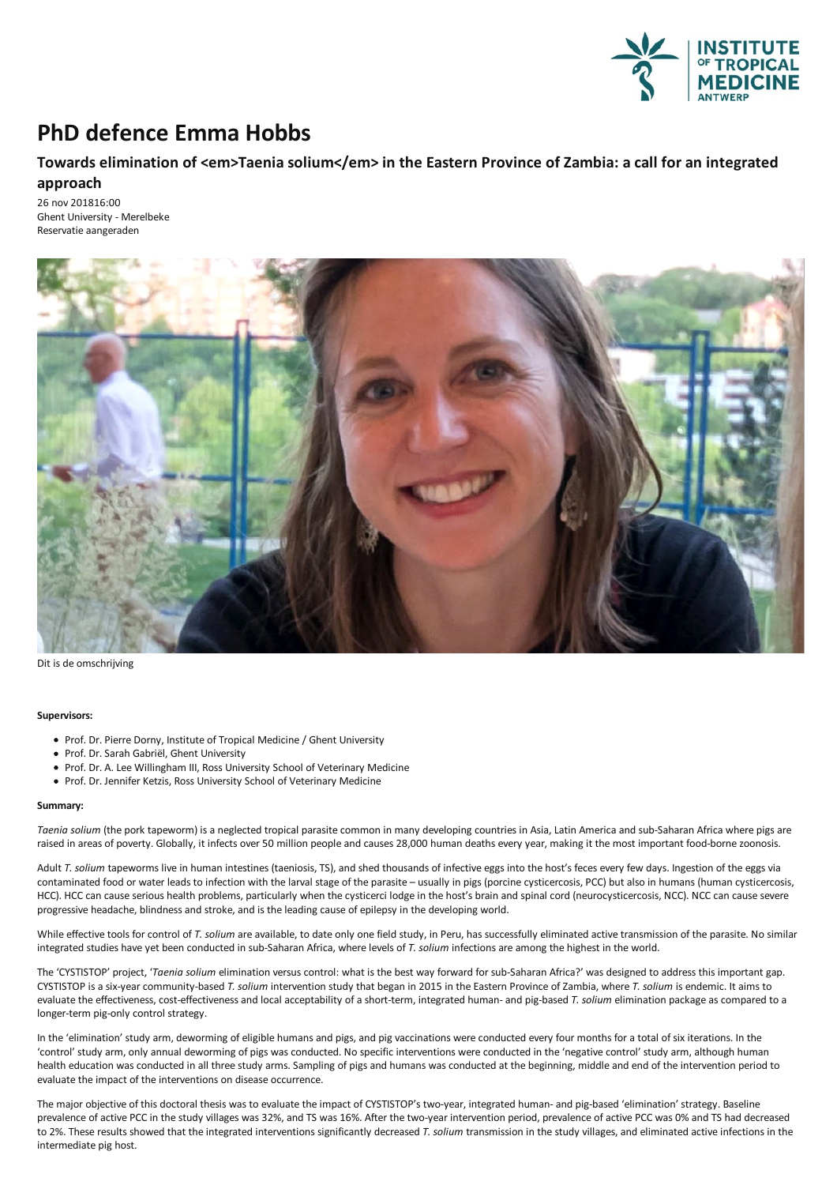# PhD defence Emma Hobbs

## Towards elimination of <em>Taenia solium</em> in the Eastern Province of Zambia: a call for an integrated approach

26 nov 201816:00
Ghent University - Merelbeke
Reservatie aangeraden

Dit is de omschrijving

**Supervisors:**

- Prof. Dr. Pierre Dorny, Institute of Tropical Medicine / Ghent University
- Prof. Dr. Sarah Gabriël, Ghent University
- Prof. Dr. A. Lee Willingham III, Ross University School of Veterinary Medicine
- Prof. Dr. Jennifer Ketzis, Ross University School of Veterinary Medicine

**Summary:**

*Taenia solium* (the pork tapeworm) is a neglected tropical parasite common in many developing countries in Asia, Latin America and sub-Saharan Africa where pigs are raised in areas of poverty. Globally, it infects over 50 million people and causes 28,000 human deaths every year, making it the most important food-borne zoonosis.

Adult *T. solium* tapeworms live in human intestines (taeniosis, TS), and shed thousands of infective eggs into the host's feces every few days. Ingestion of the eggs via contaminated food or water leads to infection with the larval stage of the parasite – usually in pigs (porcine cysticercosis, PCC) but also in humans (human cysticercosis, HCC). HCC can cause serious health problems, particularly when the cysticerci lodge in the host's brain and spinal cord (neurocysticercosis, NCC). NCC can cause severe progressive headache, blindness and stroke, and is the leading cause of epilepsy in the developing world.

While effective tools for control of *T. solium* are available, to date only one field study, in Peru, has successfully eliminated active transmission of the parasite. No similar integrated studies have yet been conducted in sub-Saharan Africa, where levels of *T. solium* infections are among the highest in the world.

The 'CYSTISTOP' project, '*Taenia solium* elimination versus control: what is the best way forward for sub-Saharan Africa?' was designed to address this important gap. CYSTISTOP is a six-year community-based *T. solium* intervention study that began in 2015 in the Eastern Province of Zambia, where *T. solium* is endemic. It aims to evaluate the effectiveness, cost-effectiveness and local acceptability of a short-term, integrated human- and pig-based *T. solium* elimination package as compared to a longer-term pig-only control strategy.

In the 'elimination' study arm, deworming of eligible humans and pigs, and pig vaccinations were conducted every four months for a total of six iterations. In the 'control' study arm, only annual deworming of pigs was conducted. No specific interventions were conducted in the 'negative control' study arm, although human health education was conducted in all three study arms. Sampling of pigs and humans was conducted at the beginning, middle and end of the intervention period to evaluate the impact of the interventions on disease occurrence.

The major objective of this doctoral thesis was to evaluate the impact of CYSTISTOP's two-year, integrated human- and pig-based 'elimination' strategy. Baseline prevalence of active PCC in the study villages was 32%, and TS was 16%. After the two-year intervention period, prevalence of active PCC was 0% and TS had decreased to 2%. These results showed that the integrated interventions significantly decreased *T. solium* transmission in the study villages, and eliminated active infections in the intermediate pig host.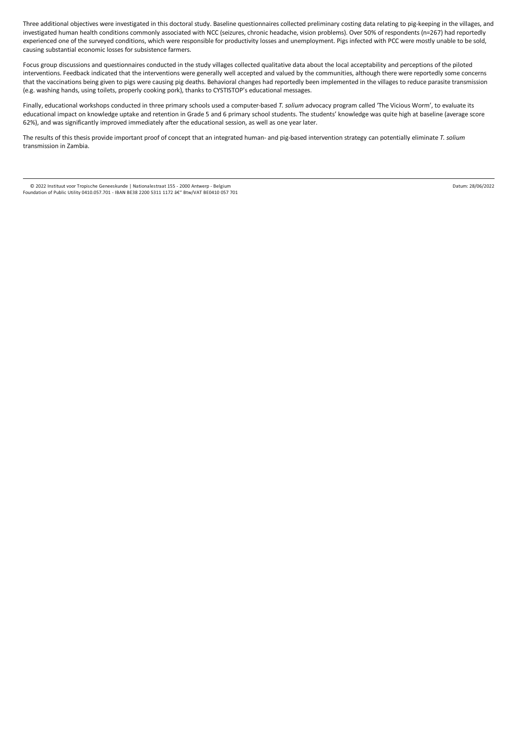Three additional objectives were investigated in this doctoral study. Baseline questionnaires collected preliminary costing data relating to pig-keeping in the villages, and investigated human health conditions commonly associated with NCC (seizures, chronic headache, vision problems). Over 50% of respondents (n=267) had reportedly experienced one of the surveyed conditions, which were responsible for productivity losses and unemployment. Pigs infected with PCC were mostly unable to be sold, causing substantial economic losses for subsistence farmers.

Focus group discussions and questionnaires conducted in the study villages collected qualitative data about the local acceptability and perceptions of the piloted interventions. Feedback indicated that the interventions were generally well accepted and valued by the communities, although there were reportedly some concerns that the vaccinations being given to pigs were causing pig deaths. Behavioral changes had reportedly been implemented in the villages to reduce parasite transmission (e.g. washing hands, using toilets, properly cooking pork), thanks to CYSTISTOP's educational messages.

Finally, educational workshops conducted in three primary schools used a computer-based *T. solium* advocacy program called 'The Vicious Worm', to evaluate its educational impact on knowledge uptake and retention in Grade 5 and 6 primary school students. The students' knowledge was quite high at baseline (average score 62%), and was significantly improved immediately after the educational session, as well as one year later.

The results of this thesis provide important proof of concept that an integrated human- and pig-based intervention strategy can potentially eliminate *T. solium* transmission in Zambia.